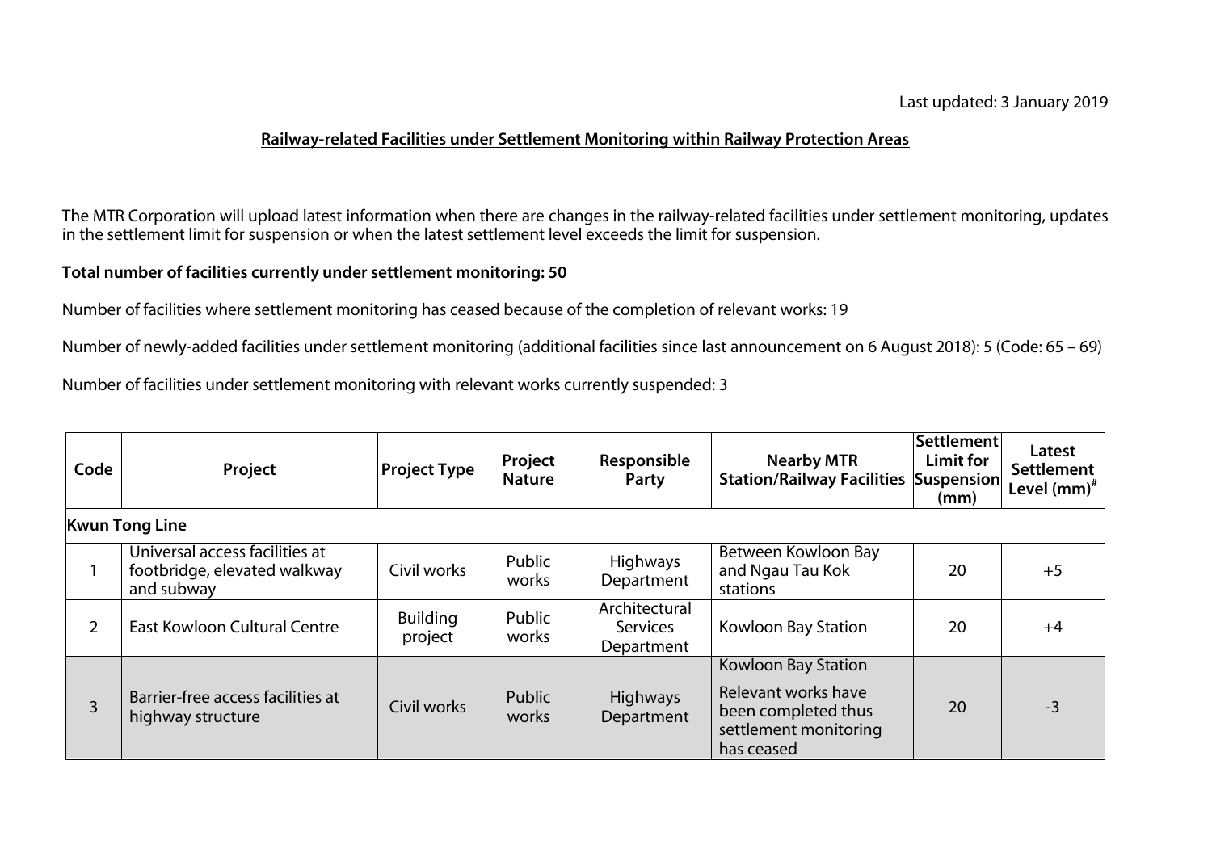Last updated: 3 January 2019

## Railway-related Facilities under Settlement Monitoring within Railway Protection Areas

The MTR Corporation will upload latest information when there are changes in the railway-related facilities under settlement monitoring, updates in the settlement limit for suspension or when the latest settlement level exceeds the limit for suspension.

**Total number of facilities currently under settlement monitoring: 50**

Number of facilities where settlement monitoring has ceased because of the completion of relevant works: 19

Number of newly-added facilities under settlement monitoring (additional facilities since last announcement on 6 August 2018): 5 (Code: 65 – 69)

Number of facilities under settlement monitoring with relevant works currently suspended: 3

| Code | Project | Project Type | Project Nature | Responsible Party | Nearby MTR Station/Railway Facilities | Settlement Limit for Suspension (mm) | Latest Settlement Level (mm)# |
|---|---|---|---|---|---|---|---|
| **Kwun Tong Line** | | | | | | | |
| 1 | Universal access facilities at footbridge, elevated walkway and subway | Civil works | Public works | Highways Department | Between Kowloon Bay and Ngau Tau Kok stations | 20 | +5 |
| 2 | East Kowloon Cultural Centre | Building project | Public works | Architectural Services Department | Kowloon Bay Station | 20 | +4 |
| 3 | Barrier-free access facilities at highway structure | Civil works | Public works | Highways Department | Kowloon Bay Station<br><br>Relevant works have been completed thus settlement monitoring has ceased | 20 | -3 |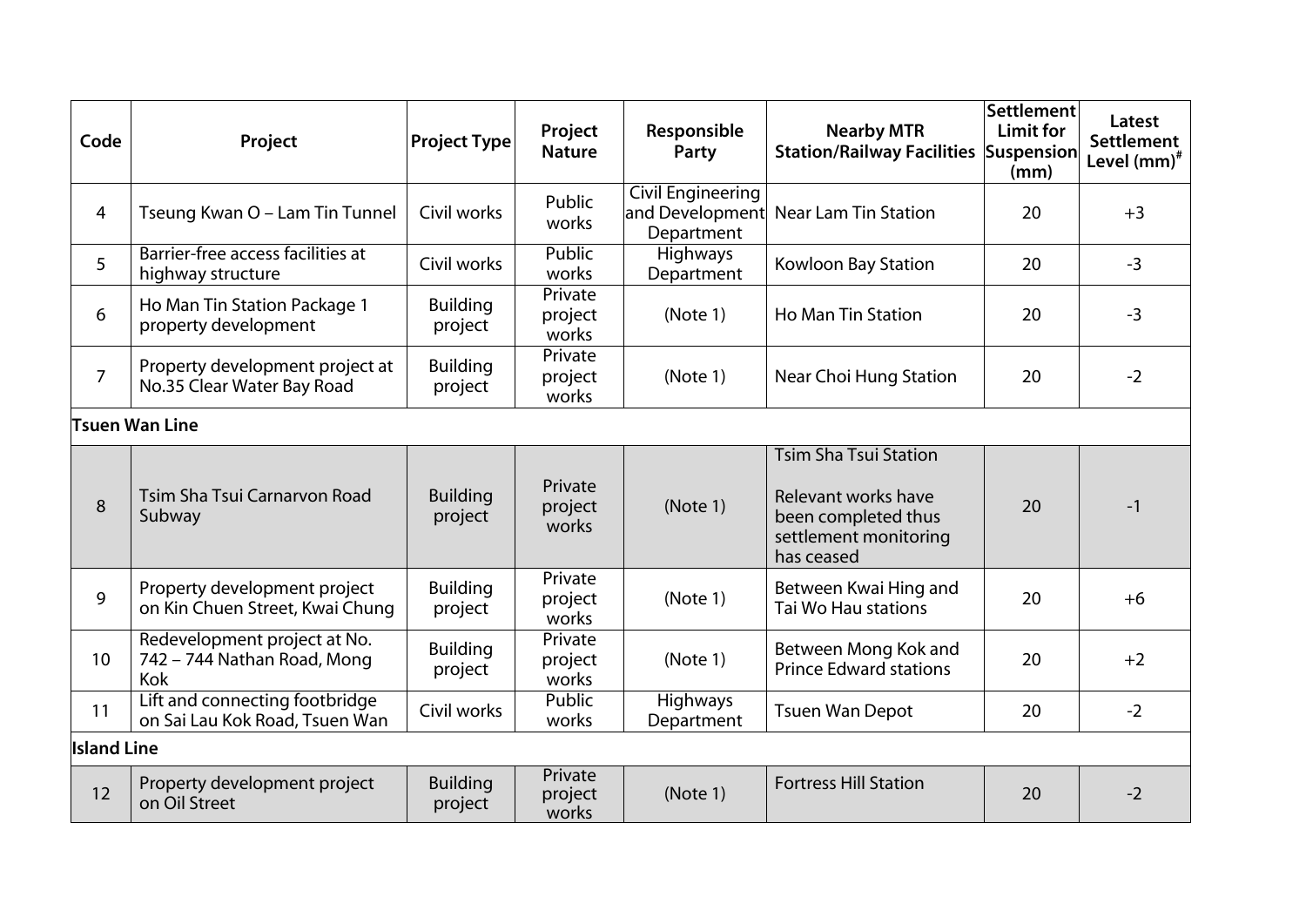| Code | Project | Project Type | Project Nature | Responsible Party | Nearby MTR Station/Railway Facilities | Settlement Limit for Suspension (mm) | Latest Settlement Level (mm)[#] |
|---|---|---|---|---|---|---|---|
| 4 | Tseung Kwan O – Lam Tin Tunnel | Civil works | Public works | Civil Engineering and Development Department | Near Lam Tin Station | 20 | +3 |
| 5 | Barrier-free access facilities at highway structure | Civil works | Public works | Highways Department | Kowloon Bay Station | 20 | -3 |
| 6 | Ho Man Tin Station Package 1 property development | Building project | Private project works | (Note 1) | Ho Man Tin Station | 20 | -3 |
| 7 | Property development project at No.35 Clear Water Bay Road | Building project | Private project works | (Note 1) | Near Choi Hung Station | 20 | -2 |
| **Tsuen Wan Line** | | | | | | | |
| 8 | Tsim Sha Tsui Carnarvon Road Subway | Building project | Private project works | (Note 1) | Tsim Sha Tsui Station<br><br>Relevant works have been completed thus settlement monitoring has ceased | 20 | -1 |
| 9 | Property development project on Kin Chuen Street, Kwai Chung | Building project | Private project works | (Note 1) | Between Kwai Hing and Tai Wo Hau stations | 20 | +6 |
| 10 | Redevelopment project at No. 742 – 744 Nathan Road, Mong Kok | Building project | Private project works | (Note 1) | Between Mong Kok and Prince Edward stations | 20 | +2 |
| 11 | Lift and connecting footbridge on Sai Lau Kok Road, Tsuen Wan | Civil works | Public works | Highways Department | Tsuen Wan Depot | 20 | -2 |
| **Island Line** | | | | | | | |
| 12 | Property development project on Oil Street | Building project | Private project works | (Note 1) | Fortress Hill Station | 20 | -2 |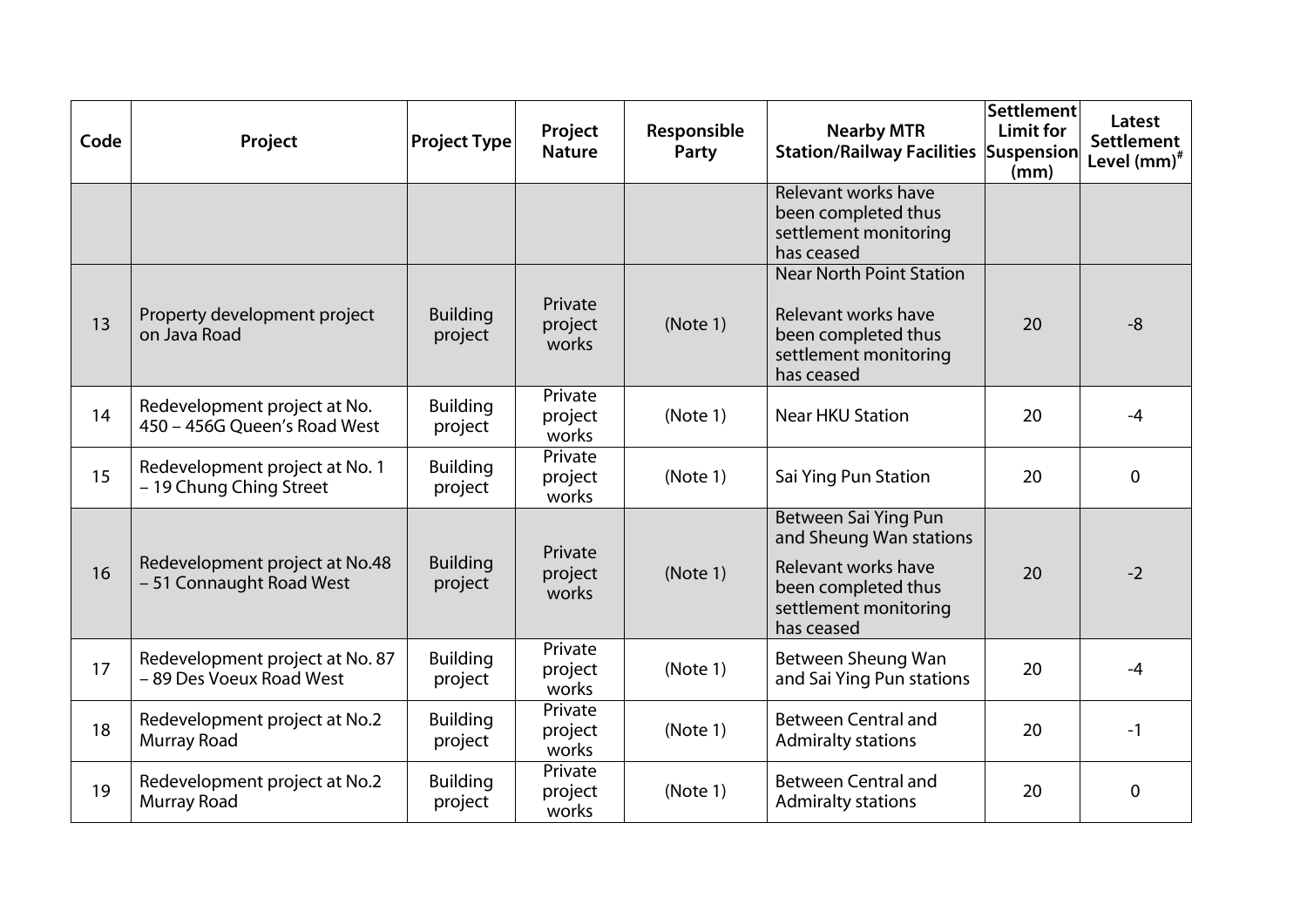| Code | Project | Project Type | Project Nature | Responsible Party | Nearby MTR Station/Railway Facilities | Settlement Limit for Suspension (mm) | Latest Settlement Level (mm)[#] |
| --- | --- | --- | --- | --- | --- | --- | --- |
| | | | | | Relevant works have been completed thus settlement monitoring has ceased | | |
| 13 | Property development project on Java Road | Building project | Private project works | (Note 1) | Near North Point Station<br><br>Relevant works have been completed thus settlement monitoring has ceased | 20 | -8 |
| 14 | Redevelopment project at No. 450 – 456G Queen's Road West | Building project | Private project works | (Note 1) | Near HKU Station | 20 | -4 |
| 15 | Redevelopment project at No. 1 – 19 Chung Ching Street | Building project | Private project works | (Note 1) | Sai Ying Pun Station | 20 | 0 |
| 16 | Redevelopment project at No.48 – 51 Connaught Road West | Building project | Private project works | (Note 1) | Between Sai Ying Pun and Sheung Wan stations<br><br>Relevant works have been completed thus settlement monitoring has ceased | 20 | -2 |
| 17 | Redevelopment project at No. 87 – 89 Des Voeux Road West | Building project | Private project works | (Note 1) | Between Sheung Wan and Sai Ying Pun stations | 20 | -4 |
| 18 | Redevelopment project at No.2 Murray Road | Building project | Private project works | (Note 1) | Between Central and Admiralty stations | 20 | -1 |
| 19 | Redevelopment project at No.2 Murray Road | Building project | Private project works | (Note 1) | Between Central and Admiralty stations | 20 | 0 |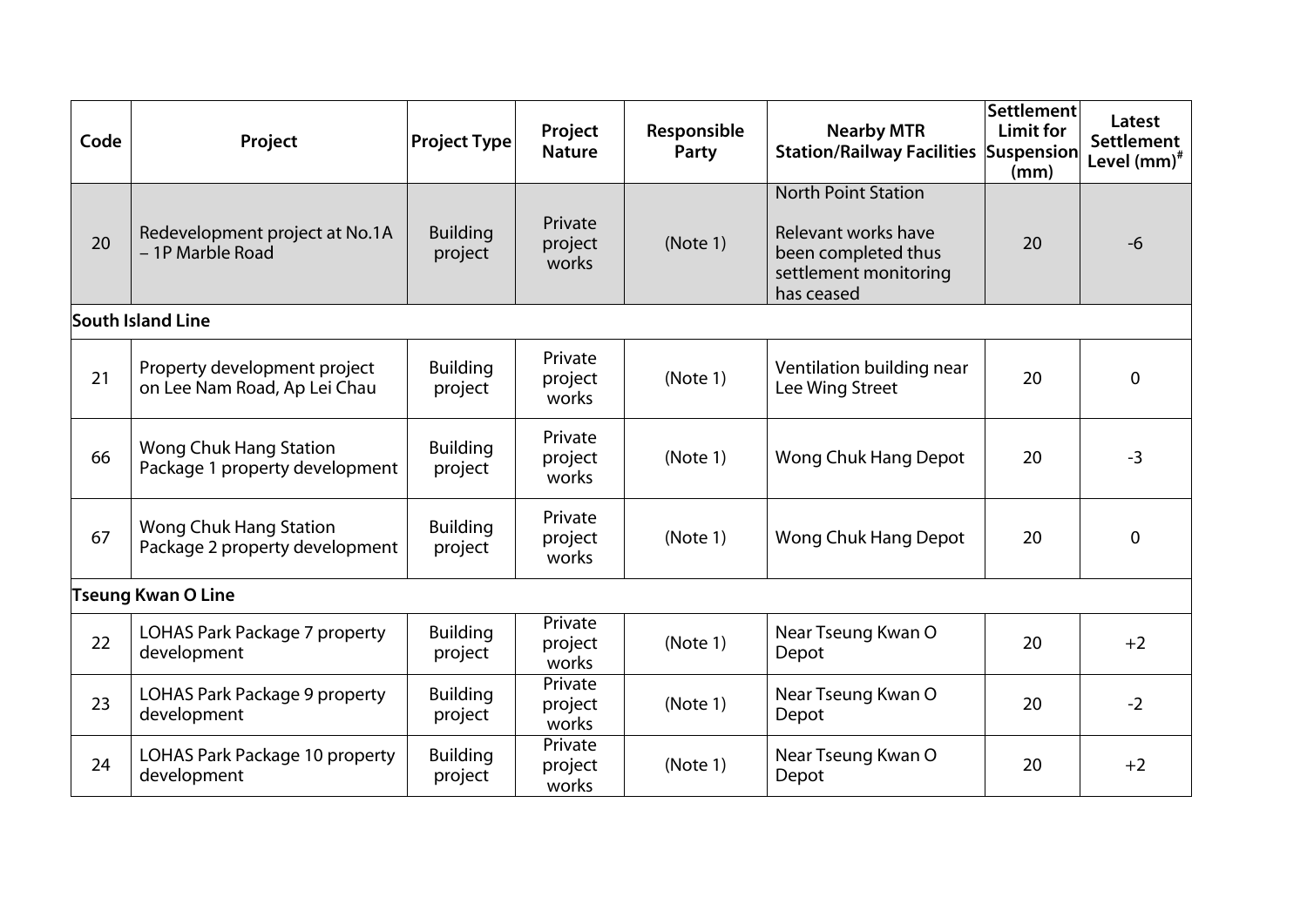| Code | Project | Project Type | Project Nature | Responsible Party | Nearby MTR Station/Railway Facilities | Settlement Limit for Suspension (mm) | Latest Settlement Level (mm)[#] |
|---|---|---|---|---|---|---|---|
| 20 | Redevelopment project at No.1A – 1P Marble Road | Building project | Private project works | (Note 1) | North Point Station<br><br>Relevant works have been completed thus settlement monitoring has ceased | 20 | -6 |
| **South Island Line** | | | | | | | |
| 21 | Property development project on Lee Nam Road, Ap Lei Chau | Building project | Private project works | (Note 1) | Ventilation building near Lee Wing Street | 20 | 0 |
| 66 | Wong Chuk Hang Station Package 1 property development | Building project | Private project works | (Note 1) | Wong Chuk Hang Depot | 20 | -3 |
| 67 | Wong Chuk Hang Station Package 2 property development | Building project | Private project works | (Note 1) | Wong Chuk Hang Depot | 20 | 0 |
| **Tseung Kwan O Line** | | | | | | | |
| 22 | LOHAS Park Package 7 property development | Building project | Private project works | (Note 1) | Near Tseung Kwan O Depot | 20 | +2 |
| 23 | LOHAS Park Package 9 property development | Building project | Private project works | (Note 1) | Near Tseung Kwan O Depot | 20 | -2 |
| 24 | LOHAS Park Package 10 property development | Building project | Private project works | (Note 1) | Near Tseung Kwan O Depot | 20 | +2 |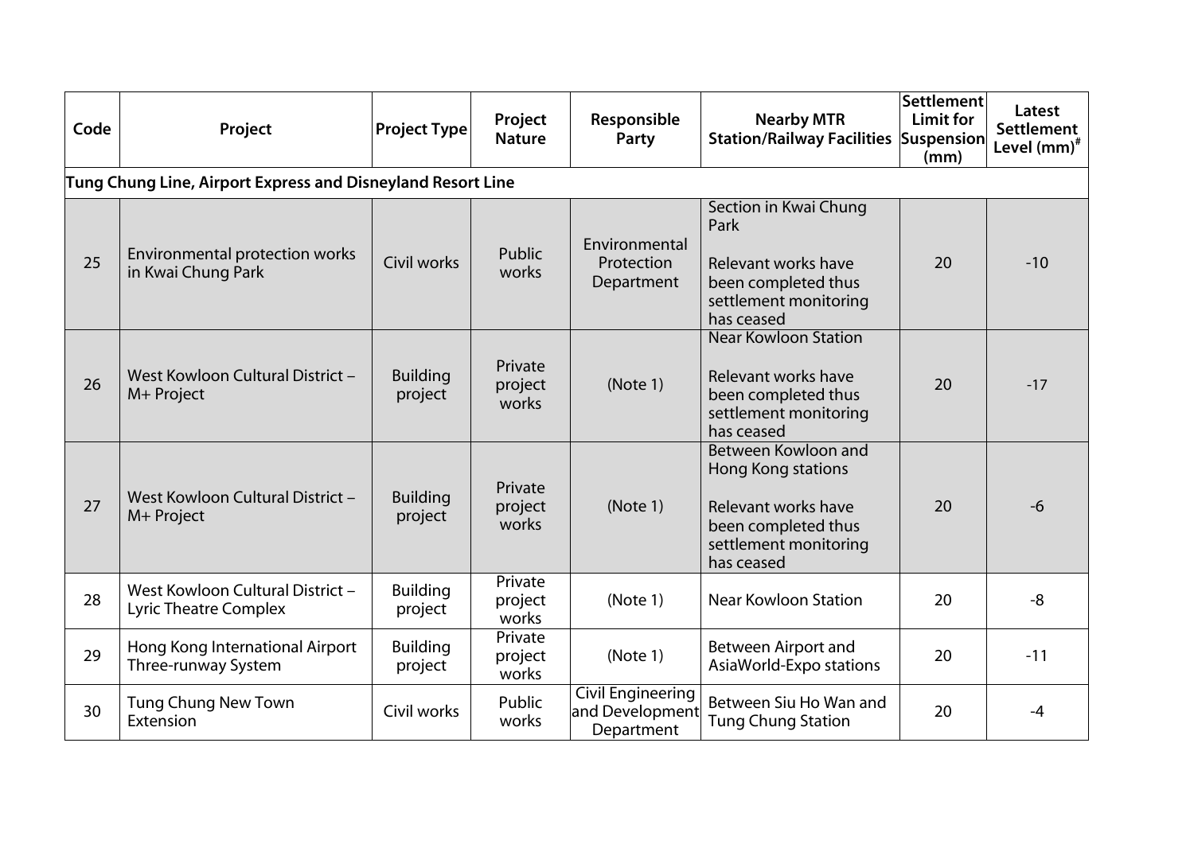| Code | Project | Project Type | Project Nature | Responsible Party | Nearby MTR Station/Railway Facilities | Settlement Limit for Suspension (mm) | Latest Settlement Level (mm)# |
|---|---|---|---|---|---|---|---|
| **Tung Chung Line, Airport Express and Disneyland Resort Line** | | | | | | | |
| 25 | Environmental protection works in Kwai Chung Park | Civil works | Public works | Environmental Protection Department | Section in Kwai Chung Park<br><br>Relevant works have been completed thus settlement monitoring has ceased | 20 | -10 |
| 26 | West Kowloon Cultural District – M+ Project | Building project | Private project works | (Note 1) | Near Kowloon Station<br><br>Relevant works have been completed thus settlement monitoring has ceased | 20 | -17 |
| 27 | West Kowloon Cultural District – M+ Project | Building project | Private project works | (Note 1) | Between Kowloon and Hong Kong stations<br><br>Relevant works have been completed thus settlement monitoring has ceased | 20 | -6 |
| 28 | West Kowloon Cultural District – Lyric Theatre Complex | Building project | Private project works | (Note 1) | Near Kowloon Station | 20 | -8 |
| 29 | Hong Kong International Airport Three-runway System | Building project | Private project works | (Note 1) | Between Airport and AsiaWorld-Expo stations | 20 | -11 |
| 30 | Tung Chung New Town Extension | Civil works | Public works | Civil Engineering and Development Department | Between Siu Ho Wan and Tung Chung Station | 20 | -4 |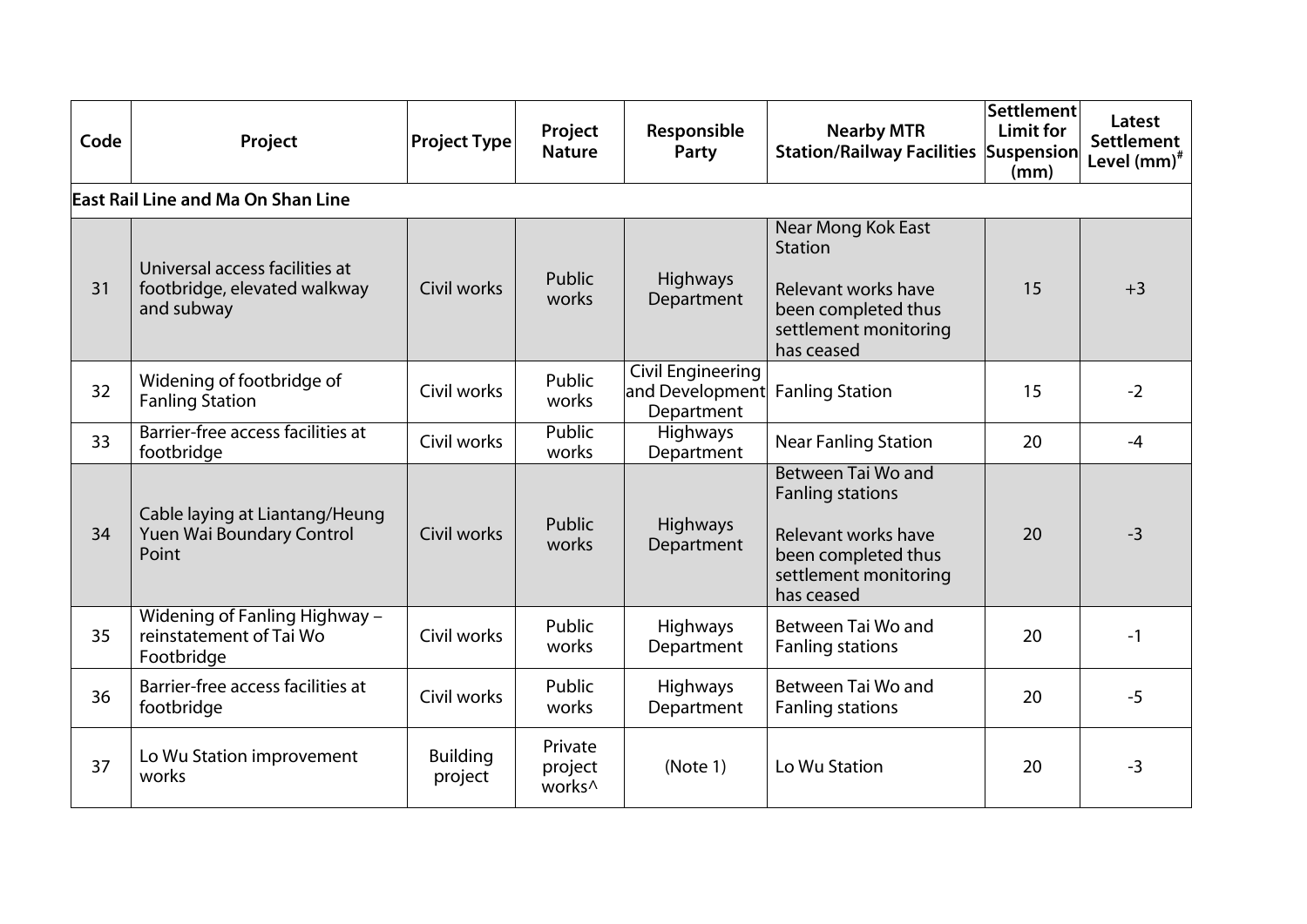| Code | Project | Project Type | Project Nature | Responsible Party | Nearby MTR Station/Railway Facilities | Settlement Limit for Suspension (mm) | Latest Settlement Level (mm)[#] |
|---|---|---|---|---|---|---|---|
| **East Rail Line and Ma On Shan Line** | | | | | | | |
| 31 | Universal access facilities at footbridge, elevated walkway and subway | Civil works | Public works | Highways Department | Near Mong Kok East Station<br><br>Relevant works have been completed thus settlement monitoring has ceased | 15 | +3 |
| 32 | Widening of footbridge of Fanling Station | Civil works | Public works | Civil Engineering and Development Department | Fanling Station | 15 | -2 |
| 33 | Barrier-free access facilities at footbridge | Civil works | Public works | Highways Department | Near Fanling Station | 20 | -4 |
| 34 | Cable laying at Liantang/Heung Yuen Wai Boundary Control Point | Civil works | Public works | Highways Department | Between Tai Wo and Fanling stations<br><br>Relevant works have been completed thus settlement monitoring has ceased | 20 | -3 |
| 35 | Widening of Fanling Highway – reinstatement of Tai Wo Footbridge | Civil works | Public works | Highways Department | Between Tai Wo and Fanling stations | 20 | -1 |
| 36 | Barrier-free access facilities at footbridge | Civil works | Public works | Highways Department | Between Tai Wo and Fanling stations | 20 | -5 |
| 37 | Lo Wu Station improvement works | Building project | Private project works^ | (Note 1) | Lo Wu Station | 20 | -3 |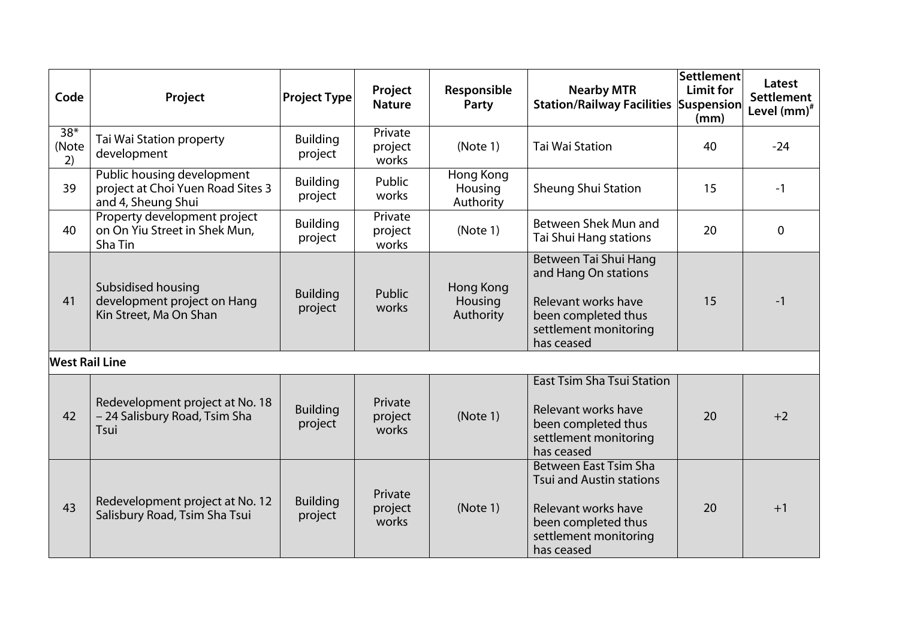| Code | Project | Project Type | Project Nature | Responsible Party | Nearby MTR Station/Railway Facilities | Settlement Limit for Suspension (mm) | Latest Settlement Level (mm)[#] |
|---|---|---|---|---|---|---|---|
| 38* (Note 2) | Tai Wai Station property development | Building project | Private project works | (Note 1) | Tai Wai Station | 40 | -24 |
| 39 | Public housing development project at Choi Yuen Road Sites 3 and 4, Sheung Shui | Building project | Public works | Hong Kong Housing Authority | Sheung Shui Station | 15 | -1 |
| 40 | Property development project on On Yiu Street in Shek Mun, Sha Tin | Building project | Private project works | (Note 1) | Between Shek Mun and Tai Shui Hang stations | 20 | 0 |
| 41 | Subsidised housing development project on Hang Kin Street, Ma On Shan | Building project | Public works | Hong Kong Housing Authority | Between Tai Shui Hang and Hang On stations<br><br>Relevant works have been completed thus settlement monitoring has ceased | 15 | -1 |
| **West Rail Line** | | | | | | | |
| 42 | Redevelopment project at No. 18 – 24 Salisbury Road, Tsim Sha Tsui | Building project | Private project works | (Note 1) | East Tsim Sha Tsui Station<br><br>Relevant works have been completed thus settlement monitoring has ceased | 20 | +2 |
| 43 | Redevelopment project at No. 12 Salisbury Road, Tsim Sha Tsui | Building project | Private project works | (Note 1) | Between East Tsim Sha Tsui and Austin stations<br><br>Relevant works have been completed thus settlement monitoring has ceased | 20 | +1 |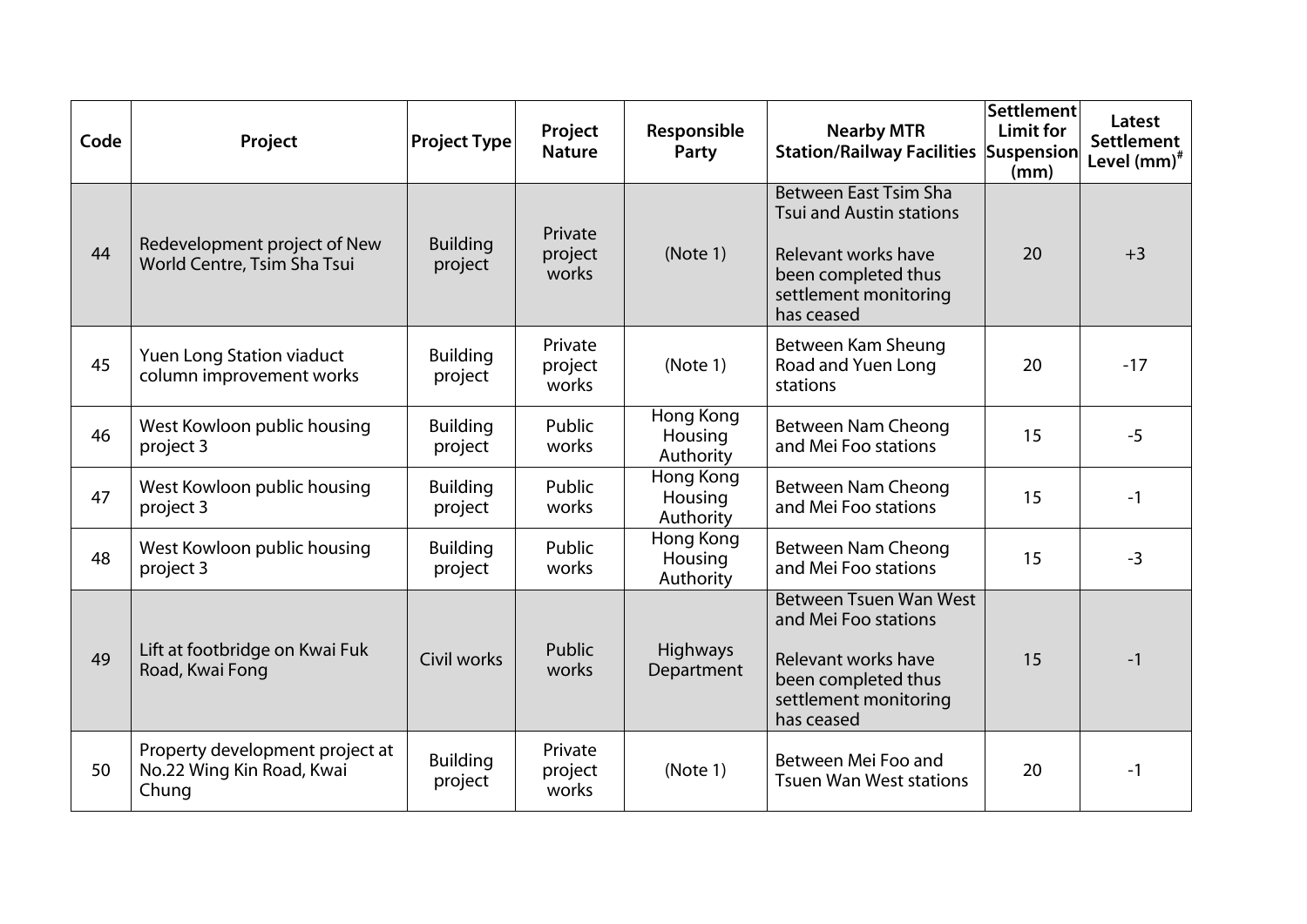| Code | Project | Project Type | Project Nature | Responsible Party | Nearby MTR Station/Railway Facilities | Settlement Limit for Suspension (mm) | Latest Settlement Level (mm)[#] |
|---|---|---|---|---|---|---|---|
| 44 | Redevelopment project of New World Centre, Tsim Sha Tsui | Building project | Private project works | (Note 1) | Between East Tsim Sha Tsui and Austin stations<br><br>Relevant works have been completed thus settlement monitoring has ceased | 20 | +3 |
| 45 | Yuen Long Station viaduct column improvement works | Building project | Private project works | (Note 1) | Between Kam Sheung Road and Yuen Long stations | 20 | -17 |
| 46 | West Kowloon public housing project 3 | Building project | Public works | Hong Kong Housing Authority | Between Nam Cheong and Mei Foo stations | 15 | -5 |
| 47 | West Kowloon public housing project 3 | Building project | Public works | Hong Kong Housing Authority | Between Nam Cheong and Mei Foo stations | 15 | -1 |
| 48 | West Kowloon public housing project 3 | Building project | Public works | Hong Kong Housing Authority | Between Nam Cheong and Mei Foo stations | 15 | -3 |
| 49 | Lift at footbridge on Kwai Fuk Road, Kwai Fong | Civil works | Public works | Highways Department | Between Tsuen Wan West and Mei Foo stations<br><br>Relevant works have been completed thus settlement monitoring has ceased | 15 | -1 |
| 50 | Property development project at No.22 Wing Kin Road, Kwai Chung | Building project | Private project works | (Note 1) | Between Mei Foo and Tsuen Wan West stations | 20 | -1 |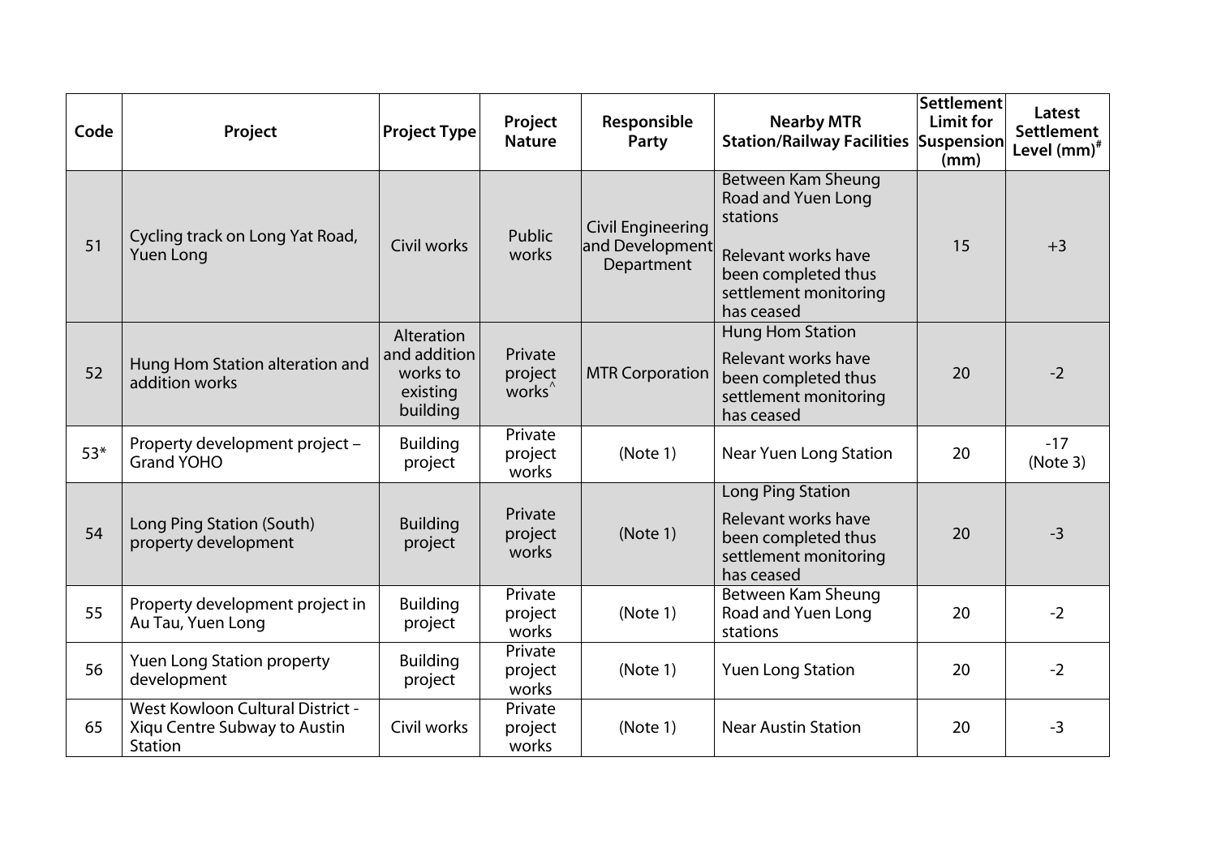| Code | Project | Project Type | Project Nature | Responsible Party | Nearby MTR Station/Railway Facilities | Settlement Limit for Suspension (mm) | Latest Settlement Level (mm)# |
|---|---|---|---|---|---|---|---|
| 51 | Cycling track on Long Yat Road, Yuen Long | Civil works | Public works | Civil Engineering and Development Department | Between Kam Sheung Road and Yuen Long stations<br><br>Relevant works have been completed thus settlement monitoring has ceased | 15 | +3 |
| 52 | Hung Hom Station alteration and addition works | Alteration and addition works to existing building | Private project works^ | MTR Corporation | Hung Hom Station<br><br>Relevant works have been completed thus settlement monitoring has ceased | 20 | -2 |
| 53* | Property development project – Grand YOHO | Building project | Private project works | (Note 1) | Near Yuen Long Station | 20 | -17 (Note 3) |
| 54 | Long Ping Station (South) property development | Building project | Private project works | (Note 1) | Long Ping Station<br><br>Relevant works have been completed thus settlement monitoring has ceased | 20 | -3 |
| 55 | Property development project in Au Tau, Yuen Long | Building project | Private project works | (Note 1) | Between Kam Sheung Road and Yuen Long stations | 20 | -2 |
| 56 | Yuen Long Station property development | Building project | Private project works | (Note 1) | Yuen Long Station | 20 | -2 |
| 65 | West Kowloon Cultural District - Xiqu Centre Subway to Austin Station | Civil works | Private project works | (Note 1) | Near Austin Station | 20 | -3 |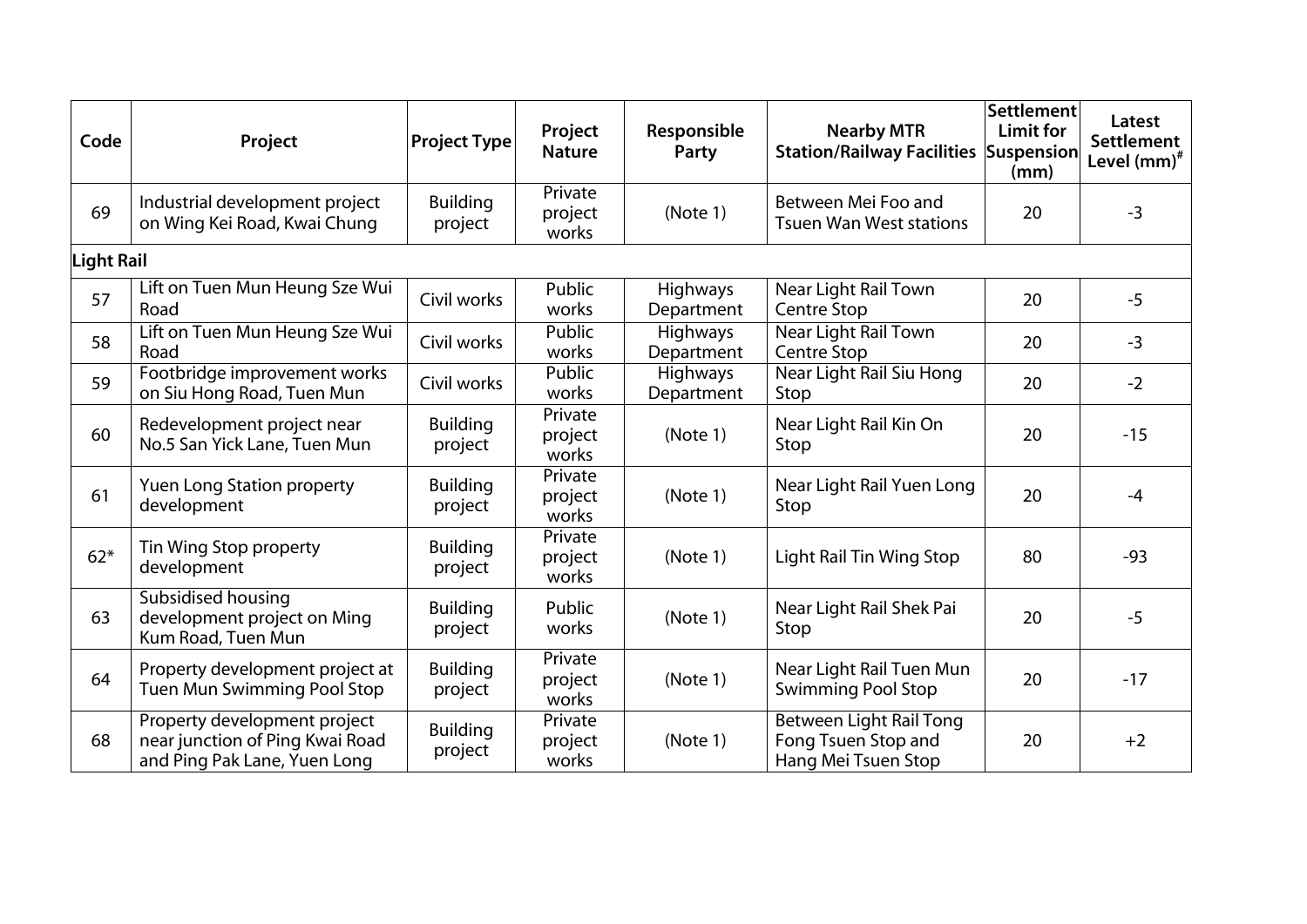| Code | Project | Project Type | Project Nature | Responsible Party | Nearby MTR Station/Railway Facilities | Settlement Limit for Suspension (mm) | Latest Settlement Level (mm)[#] |
|---|---|---|---|---|---|---|---|
| 69 | Industrial development project on Wing Kei Road, Kwai Chung | Building project | Private project works | (Note 1) | Between Mei Foo and Tsuen Wan West stations | 20 | -3 |
| **Light Rail** | | | | | | | |
| 57 | Lift on Tuen Mun Heung Sze Wui Road | Civil works | Public works | Highways Department | Near Light Rail Town Centre Stop | 20 | -5 |
| 58 | Lift on Tuen Mun Heung Sze Wui Road | Civil works | Public works | Highways Department | Near Light Rail Town Centre Stop | 20 | -3 |
| 59 | Footbridge improvement works on Siu Hong Road, Tuen Mun | Civil works | Public works | Highways Department | Near Light Rail Siu Hong Stop | 20 | -2 |
| 60 | Redevelopment project near No.5 San Yick Lane, Tuen Mun | Building project | Private project works | (Note 1) | Near Light Rail Kin On Stop | 20 | -15 |
| 61 | Yuen Long Station property development | Building project | Private project works | (Note 1) | Near Light Rail Yuen Long Stop | 20 | -4 |
| 62* | Tin Wing Stop property development | Building project | Private project works | (Note 1) | Light Rail Tin Wing Stop | 80 | -93 |
| 63 | Subsidised housing development project on Ming Kum Road, Tuen Mun | Building project | Public works | (Note 1) | Near Light Rail Shek Pai Stop | 20 | -5 |
| 64 | Property development project at Tuen Mun Swimming Pool Stop | Building project | Private project works | (Note 1) | Near Light Rail Tuen Mun Swimming Pool Stop | 20 | -17 |
| 68 | Property development project near junction of Ping Kwai Road and Ping Pak Lane, Yuen Long | Building project | Private project works | (Note 1) | Between Light Rail Tong Fong Tsuen Stop and Hang Mei Tsuen Stop | 20 | +2 |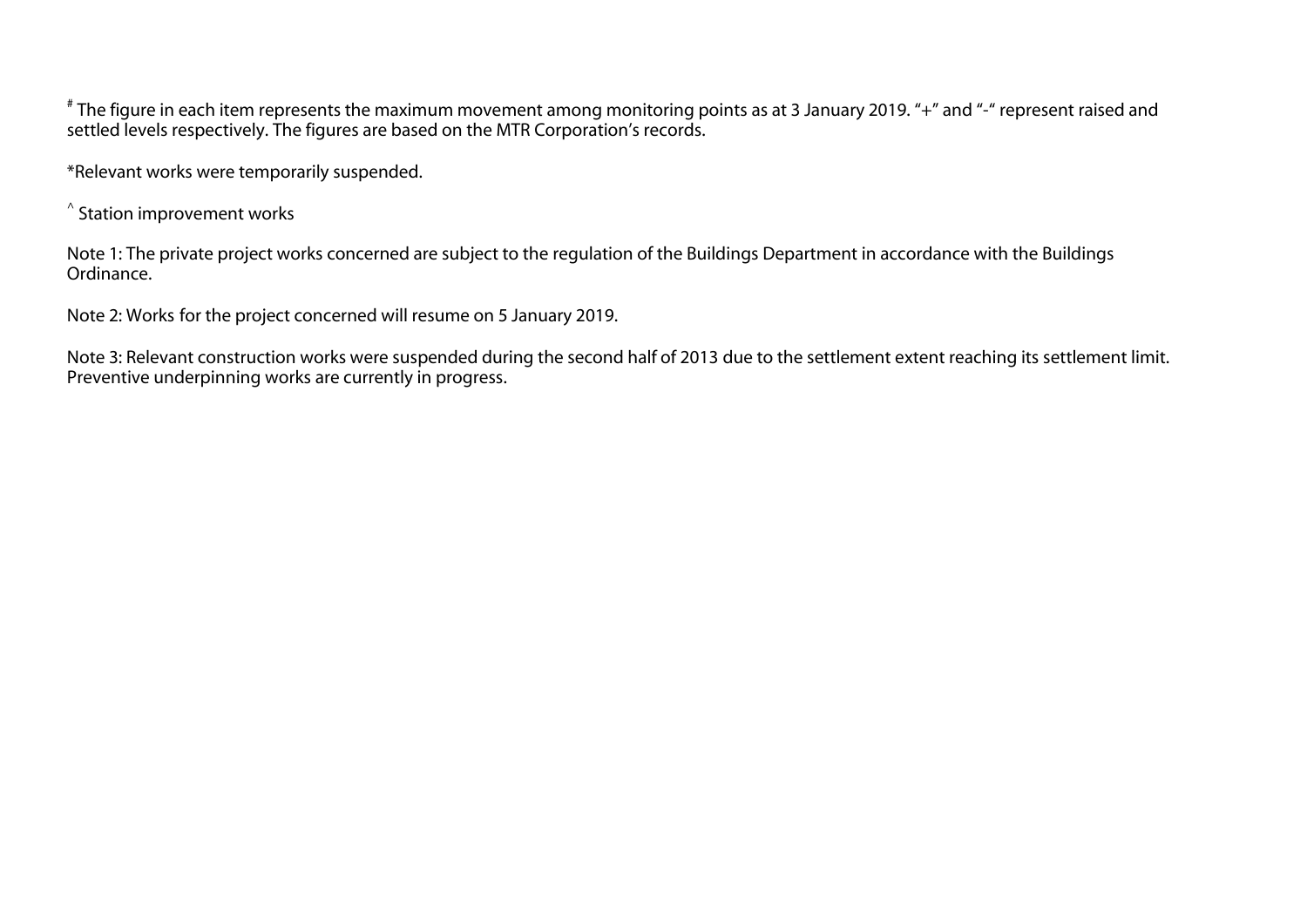# The figure in each item represents the maximum movement among monitoring points as at 3 January 2019. "+" and "-" represent raised and settled levels respectively. The figures are based on the MTR Corporation's records.

*Relevant works were temporarily suspended.

^ Station improvement works

Note 1: The private project works concerned are subject to the regulation of the Buildings Department in accordance with the Buildings Ordinance.

Note 2: Works for the project concerned will resume on 5 January 2019.

Note 3: Relevant construction works were suspended during the second half of 2013 due to the settlement extent reaching its settlement limit. Preventive underpinning works are currently in progress.